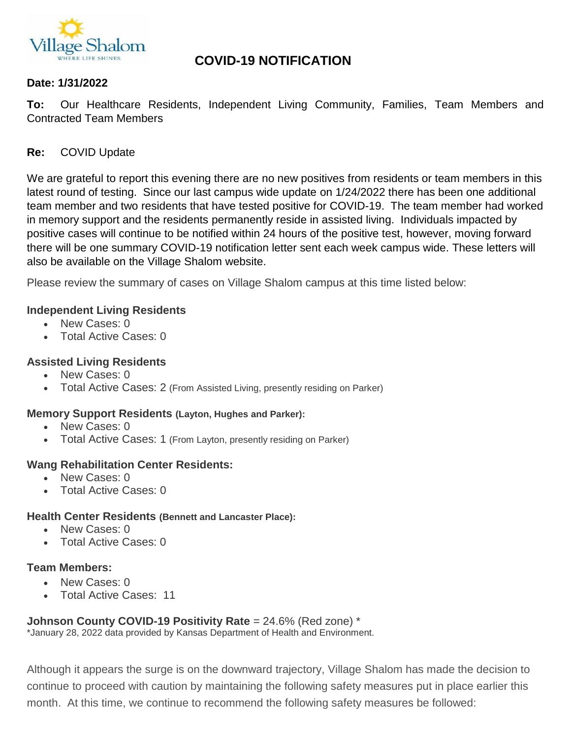# COVID-19 NOTIFICATION

**Date: 1/31/2022**

**To:** Our Healthcare Residents, Independent Living Community, Families, Team Members and Contracted Team Members

**Re:** COVID Update

We are grateful to report this evening there are no new positives from residents or team members in this latest round of testing. Since our last campus wide update on 1/24/2022 there has been one additional team member and two residents that have tested positive for COVID-19. The team member had worked in memory support and the residents permanently reside in assisted living. Individuals impacted by positive cases will continue to be notified within 24 hours of the positive test, however, moving forward there will be one summary COVID-19 notification letter sent each week campus wide. These letters will also be available on the Village Shalom website.

Please review the summary of cases on Village Shalom campus at this time listed below:

**Independent Living Residents**

- New Cases: 0
- Total Active Cases: 0

**Assisted Living Residents**

- New Cases: 0
- Total Active Cases: 2 (From Assisted Living, presently residing on Parker)

**Memory Support Residents (Layton, Hughes and Parker):**

- New Cases: 0
- Total Active Cases: 1 (From Layton, presently residing on Parker)

**Wang Rehabilitation Center Residents:**

- New Cases: 0
- Total Active Cases: 0

**Health Center Residents (Bennett and Lancaster Place):**

- New Cases: 0
- Total Active Cases: 0

**Team Members:**

- New Cases: 0
- Total Active Cases: 11

**Johnson County COVID-19 Positivity Rate** = 24.6% (Red zone) *

*January 28, 2022 data provided by Kansas Department of Health and Environment.

Although it appears the surge is on the downward trajectory, Village Shalom has made the decision to continue to proceed with caution by maintaining the following safety measures put in place earlier this month. At this time, we continue to recommend the following safety measures be followed: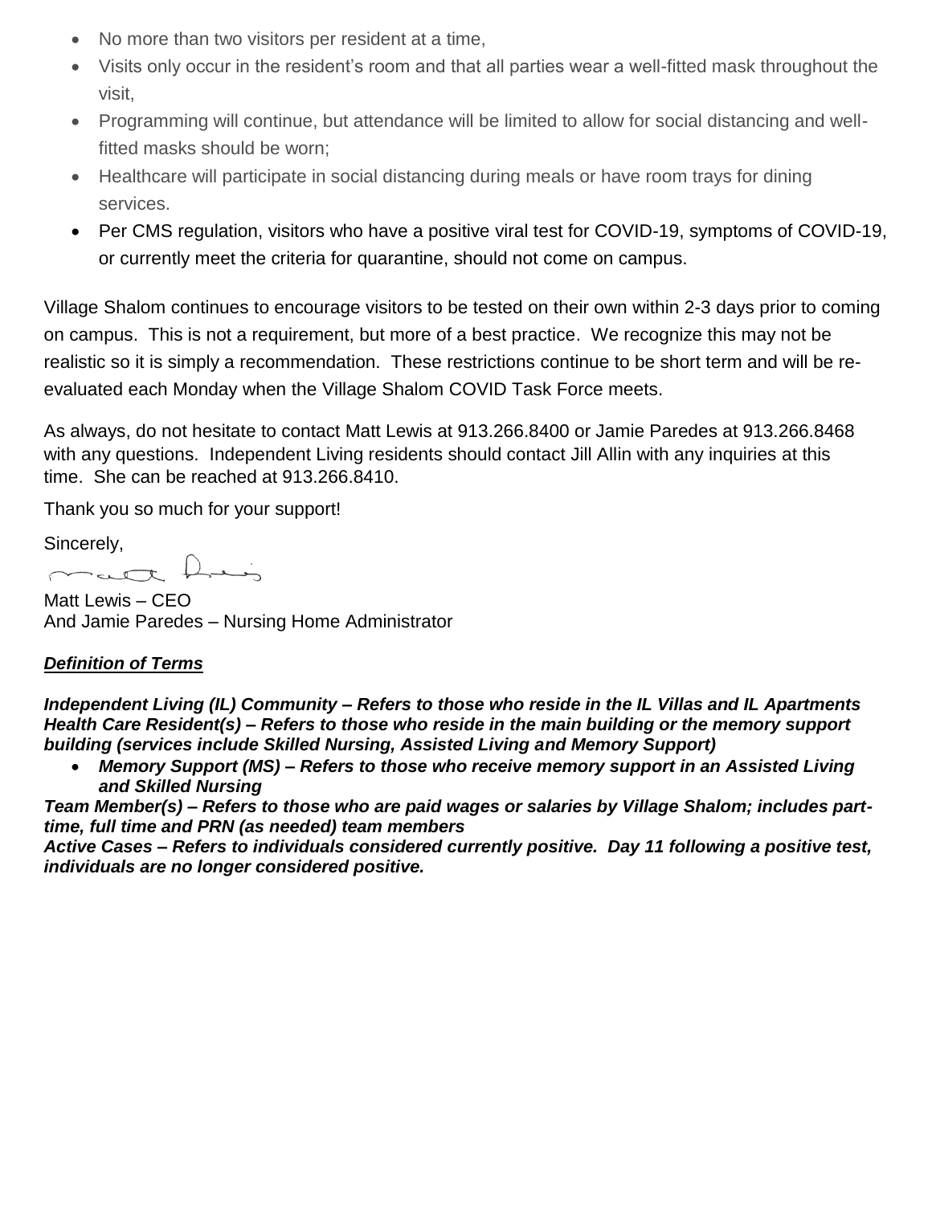- No more than two visitors per resident at a time,
- Visits only occur in the resident's room and that all parties wear a well-fitted mask throughout the visit,
- Programming will continue, but attendance will be limited to allow for social distancing and well-fitted masks should be worn;
- Healthcare will participate in social distancing during meals or have room trays for dining services.
- Per CMS regulation, visitors who have a positive viral test for COVID-19, symptoms of COVID-19, or currently meet the criteria for quarantine, should not come on campus.

Village Shalom continues to encourage visitors to be tested on their own within 2-3 days prior to coming on campus. This is not a requirement, but more of a best practice. We recognize this may not be realistic so it is simply a recommendation. These restrictions continue to be short term and will be re-evaluated each Monday when the Village Shalom COVID Task Force meets.

As always, do not hesitate to contact Matt Lewis at 913.266.8400 or Jamie Paredes at 913.266.8468 with any questions. Independent Living residents should contact Jill Allin with any inquiries at this time. She can be reached at 913.266.8410.

Thank you so much for your support!

Sincerely,

Matt Lewis – CEO
And Jamie Paredes – Nursing Home Administrator

***<u>Definition of Terms</u>***

***Independent Living (IL) Community – Refers to those who reside in the IL Villas and IL Apartments***
***Health Care Resident(s) – Refers to those who reside in the main building or the memory support building (services include Skilled Nursing, Assisted Living and Memory Support)***

- ***Memory Support (MS) – Refers to those who receive memory support in an Assisted Living and Skilled Nursing***

***Team Member(s) – Refers to those who are paid wages or salaries by Village Shalom; includes part-time, full time and PRN (as needed) team members***
***Active Cases – Refers to individuals considered currently positive. Day 11 following a positive test, individuals are no longer considered positive.***